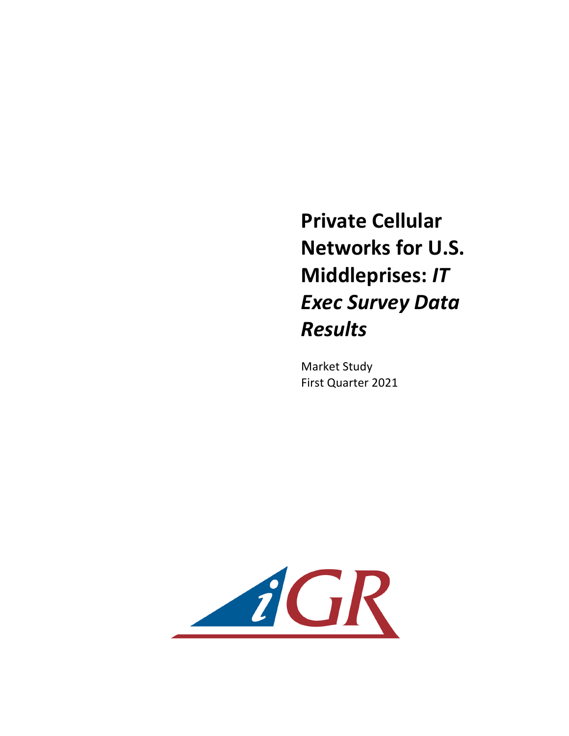# Private Cellular Networks for U.S. Middleprises: *IT Exec Survey Data Results*

Market Study
First Quarter 2021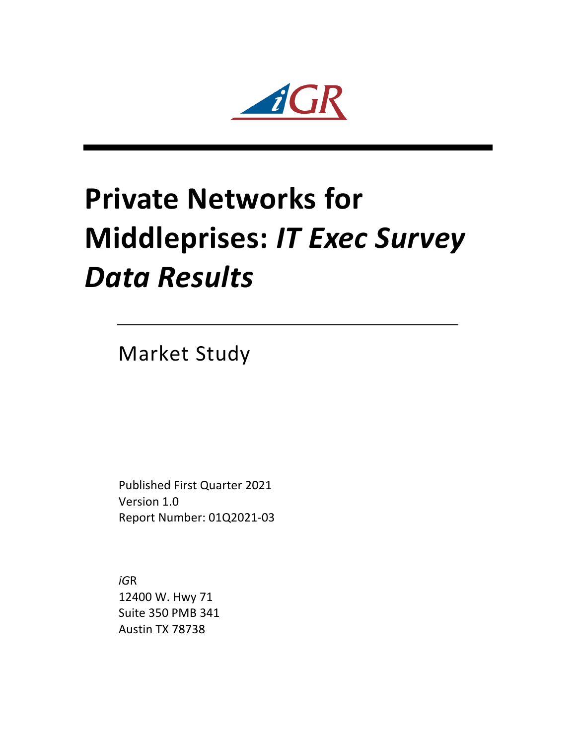*i*GR

# Private Networks for Middleprises: *IT Exec Survey Data Results*

Market Study

Published First Quarter 2021
Version 1.0
Report Number: 01Q2021-03

*i*GR
12400 W. Hwy 71
Suite 350 PMB 341
Austin TX 78738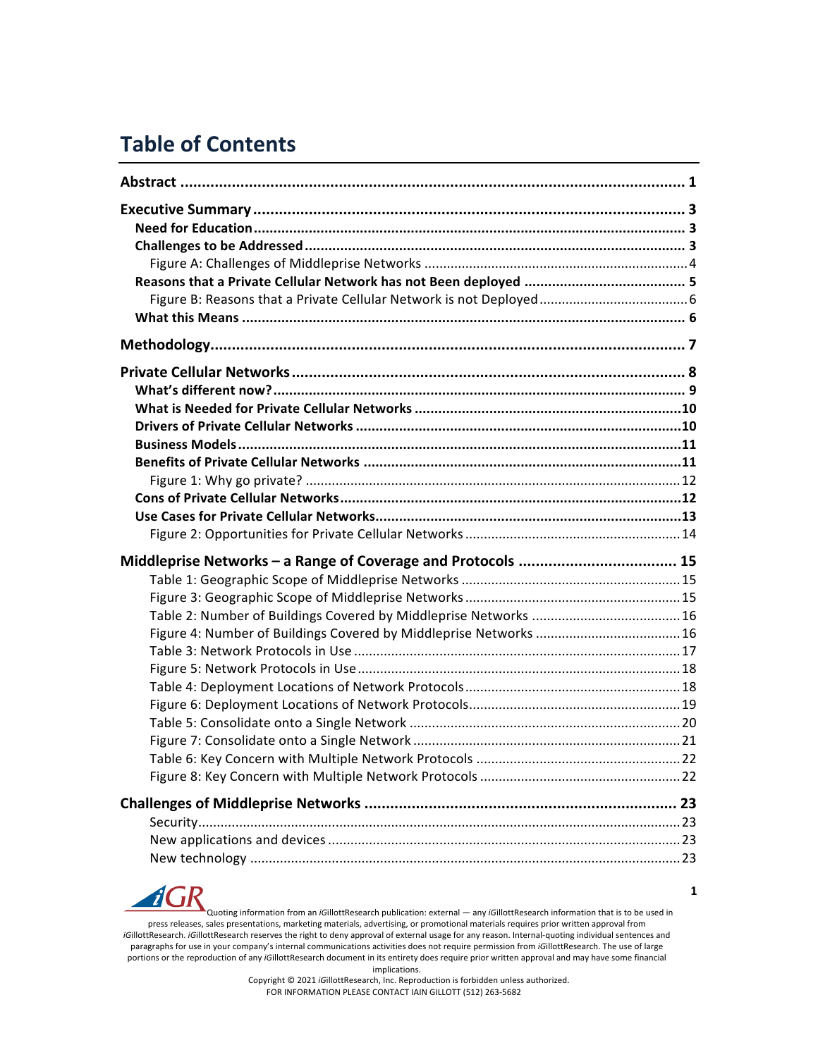# Table of Contents

**Abstract** ..... 1

**Executive Summary** ..... 3

- **Need for Education** ..... 3
- **Challenges to be Addressed** ..... 3
  - Figure A: Challenges of Middleprise Networks ..... 4
- **Reasons that a Private Cellular Network has not Been deployed** ..... 5
  - Figure B: Reasons that a Private Cellular Network is not Deployed ..... 6
- **What this Means** ..... 6

**Methodology** ..... 7

**Private Cellular Networks** ..... 8

- **What's different now?** ..... 9
- **What is Needed for Private Cellular Networks** ..... 10
- **Drivers of Private Cellular Networks** ..... 10
- **Business Models** ..... 11
- **Benefits of Private Cellular Networks** ..... 11
  - Figure 1: Why go private? ..... 12
- **Cons of Private Cellular Networks** ..... 12
- **Use Cases for Private Cellular Networks** ..... 13
  - Figure 2: Opportunities for Private Cellular Networks ..... 14

**Middleprise Networks – a Range of Coverage and Protocols** ..... 15

- Table 1: Geographic Scope of Middleprise Networks ..... 15
- Figure 3: Geographic Scope of Middleprise Networks ..... 15
- Table 2: Number of Buildings Covered by Middleprise Networks ..... 16
- Figure 4: Number of Buildings Covered by Middleprise Networks ..... 16
- Table 3: Network Protocols in Use ..... 17
- Figure 5: Network Protocols in Use ..... 18
- Table 4: Deployment Locations of Network Protocols ..... 18
- Figure 6: Deployment Locations of Network Protocols ..... 19
- Table 5: Consolidate onto a Single Network ..... 20
- Figure 7: Consolidate onto a Single Network ..... 21
- Table 6: Key Concern with Multiple Network Protocols ..... 22
- Figure 8: Key Concern with Multiple Network Protocols ..... 22

**Challenges of Middleprise Networks** ..... 23

- Security ..... 23
- New applications and devices ..... 23
- New technology ..... 23

Quoting information from an *i*GillottResearch publication: external — any *i*GillottResearch information that is to be used in press releases, sales presentations, marketing materials, advertising, or promotional materials requires prior written approval from *i*GillottResearch. *i*GillottResearch reserves the right to deny approval of external usage for any reason. Internal-quoting individual sentences and paragraphs for use in your company's internal communications activities does not require permission from *i*GillottResearch. The use of large portions or the reproduction of any *i*GillottResearch document in its entirety does require prior written approval and may have some financial implications.

Copyright © 2021 *i*GillottResearch, Inc. Reproduction is forbidden unless authorized.
FOR INFORMATION PLEASE CONTACT IAIN GILLOTT (512) 263-5682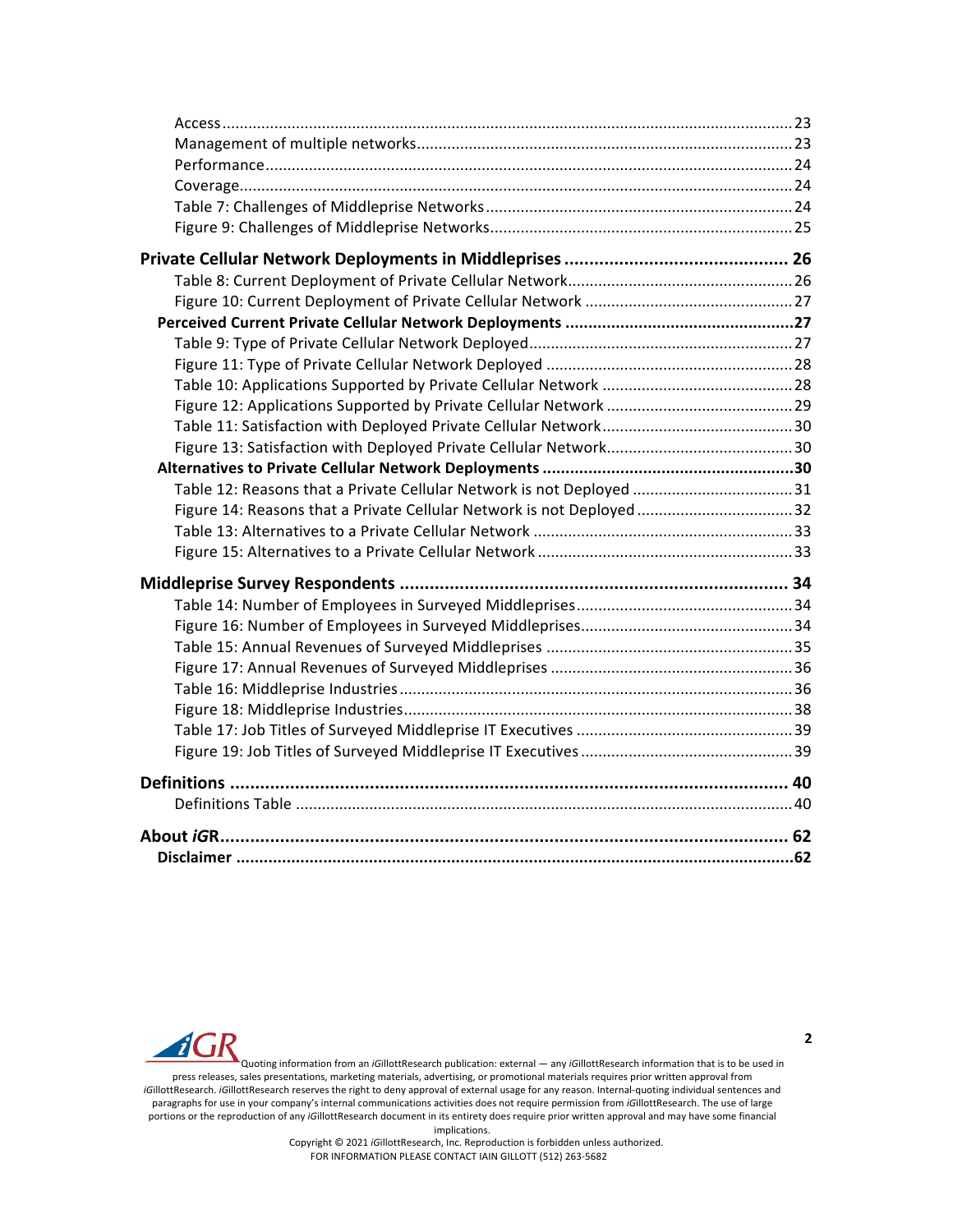Access ........ 23
Management of multiple networks ........ 23
Performance ........ 24
Coverage ........ 24
Table 7: Challenges of Middleprise Networks ........ 24
Figure 9: Challenges of Middleprise Networks ........ 25

**Private Cellular Network Deployments in Middleprises ........ 26**

Table 8: Current Deployment of Private Cellular Network ........ 26
Figure 10: Current Deployment of Private Cellular Network ........ 27

**Perceived Current Private Cellular Network Deployments ........ 27**

Table 9: Type of Private Cellular Network Deployed ........ 27
Figure 11: Type of Private Cellular Network Deployed ........ 28
Table 10: Applications Supported by Private Cellular Network ........ 28
Figure 12: Applications Supported by Private Cellular Network ........ 29
Table 11: Satisfaction with Deployed Private Cellular Network ........ 30
Figure 13: Satisfaction with Deployed Private Cellular Network ........ 30

**Alternatives to Private Cellular Network Deployments ........ 30**

Table 12: Reasons that a Private Cellular Network is not Deployed ........ 31
Figure 14: Reasons that a Private Cellular Network is not Deployed ........ 32
Table 13: Alternatives to a Private Cellular Network ........ 33
Figure 15: Alternatives to a Private Cellular Network ........ 33

**Middleprise Survey Respondents ........ 34**

Table 14: Number of Employees in Surveyed Middleprises ........ 34
Figure 16: Number of Employees in Surveyed Middleprises ........ 34
Table 15: Annual Revenues of Surveyed Middleprises ........ 35
Figure 17: Annual Revenues of Surveyed Middleprises ........ 36
Table 16: Middleprise Industries ........ 36
Figure 18: Middleprise Industries ........ 38
Table 17: Job Titles of Surveyed Middleprise IT Executives ........ 39
Figure 19: Job Titles of Surveyed Middleprise IT Executives ........ 39

**Definitions ........ 40**

Definitions Table ........ 40

**About *i*GR ........ 62**

**Disclaimer ........ 62**

Quoting information from an *i*GillottResearch publication: external — any *i*GillottResearch information that is to be used in press releases, sales presentations, marketing materials, advertising, or promotional materials requires prior written approval from *i*GillottResearch. *i*GillottResearch reserves the right to deny approval of external usage for any reason. Internal-quoting individual sentences and paragraphs for use in your company's internal communications activities does not require permission from *i*GillottResearch. The use of large portions or the reproduction of any *i*GillottResearch document in its entirety does require prior written approval and may have some financial implications.

Copyright © 2021 *i*GillottResearch, Inc. Reproduction is forbidden unless authorized.

FOR INFORMATION PLEASE CONTACT IAIN GILLOTT (512) 263-5682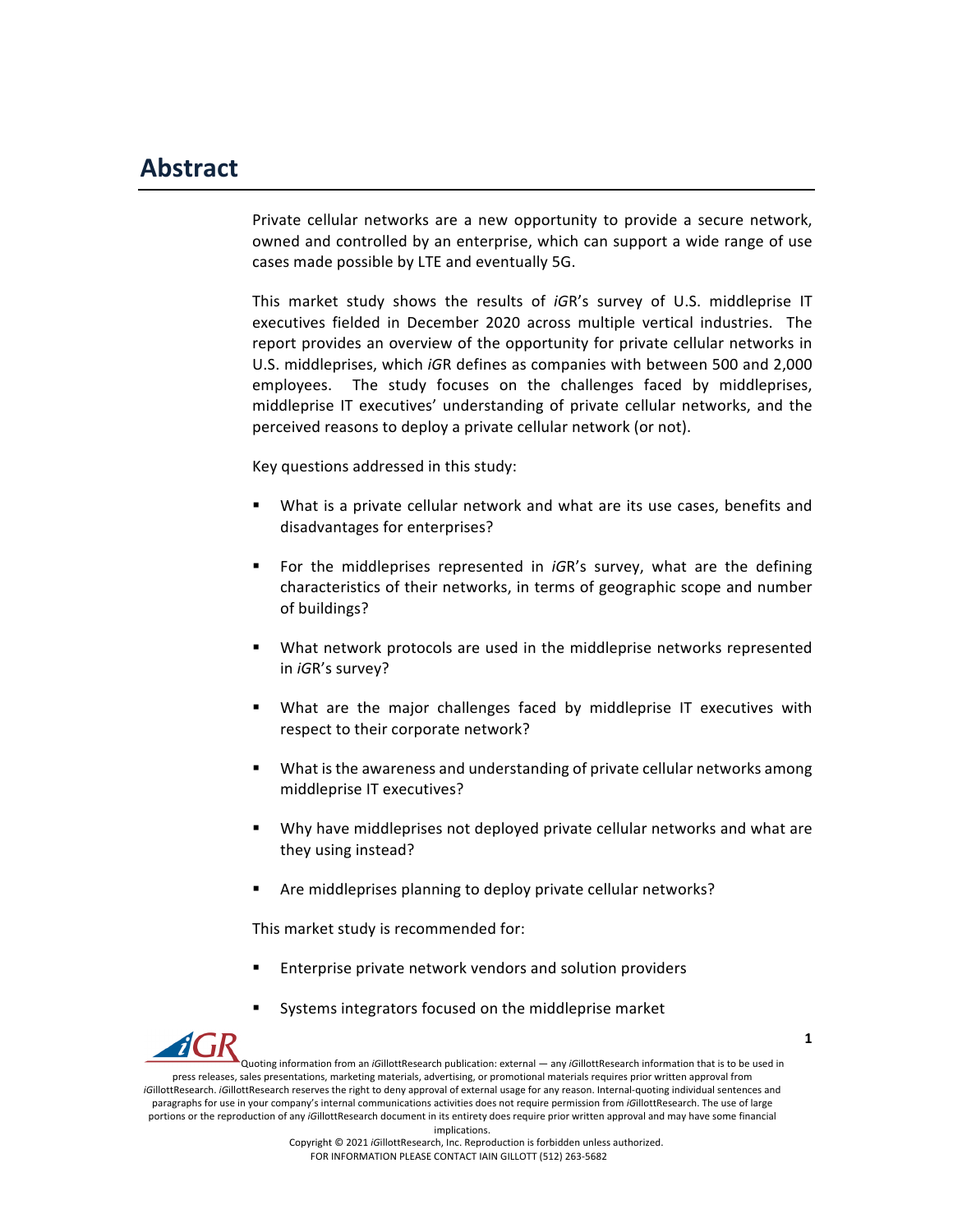# Abstract

Private cellular networks are a new opportunity to provide a secure network, owned and controlled by an enterprise, which can support a wide range of use cases made possible by LTE and eventually 5G.

This market study shows the results of *i*GR's survey of U.S. middleprise IT executives fielded in December 2020 across multiple vertical industries. The report provides an overview of the opportunity for private cellular networks in U.S. middleprises, which *i*GR defines as companies with between 500 and 2,000 employees. The study focuses on the challenges faced by middleprises, middleprise IT executives' understanding of private cellular networks, and the perceived reasons to deploy a private cellular network (or not).

Key questions addressed in this study:

- What is a private cellular network and what are its use cases, benefits and disadvantages for enterprises?
- For the middleprises represented in *i*GR's survey, what are the defining characteristics of their networks, in terms of geographic scope and number of buildings?
- What network protocols are used in the middleprise networks represented in *i*GR's survey?
- What are the major challenges faced by middleprise IT executives with respect to their corporate network?
- What is the awareness and understanding of private cellular networks among middleprise IT executives?
- Why have middleprises not deployed private cellular networks and what are they using instead?
- Are middleprises planning to deploy private cellular networks?

This market study is recommended for:

- Enterprise private network vendors and solution providers
- Systems integrators focused on the middleprise market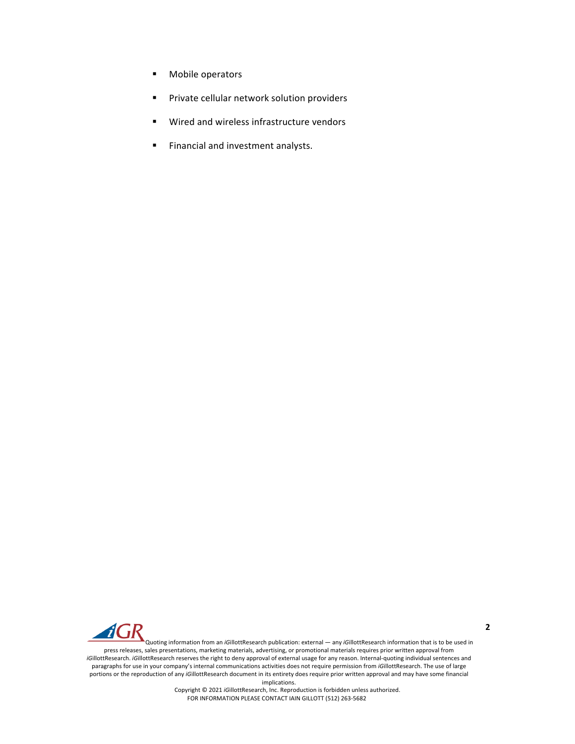- Mobile operators
- Private cellular network solution providers
- Wired and wireless infrastructure vendors
- Financial and investment analysts.